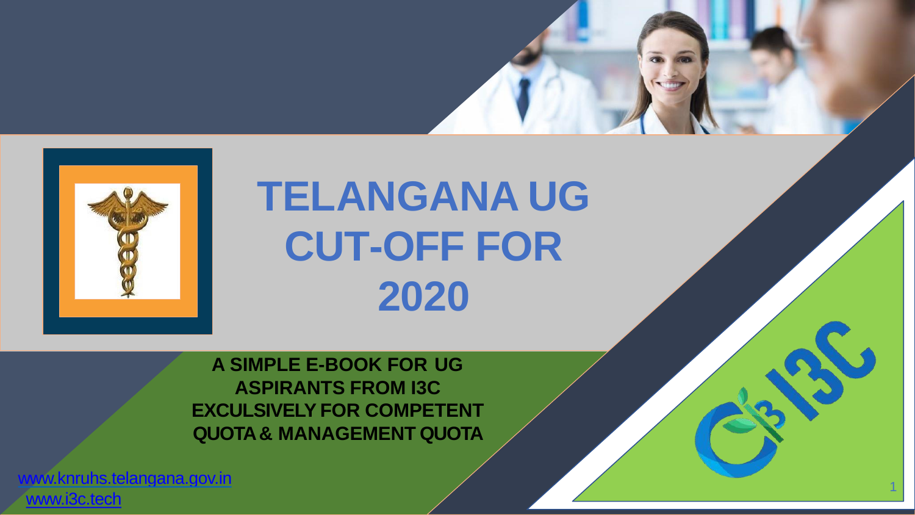# TELANGANA UG CUT-OFF FOR 2020

**A SIMPLE E-BOOK FOR UG ASPIRANTS FROM I3C EXCULSIVELY FOR COMPETENT QUOTA & MANAGEMENT QUOTA**

www.knruhs.telangana.gov.in

www.i3c.tech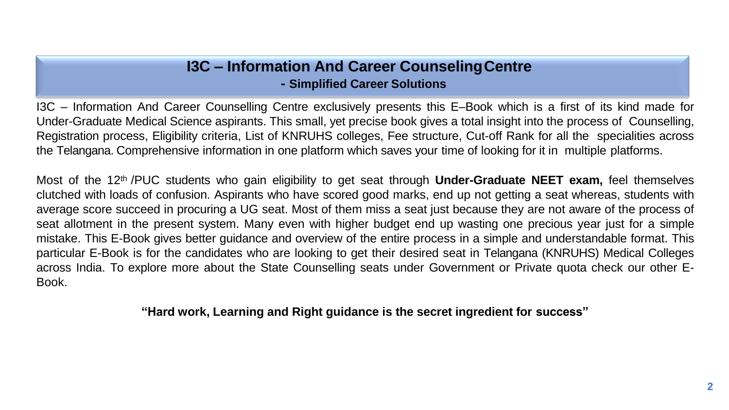# I3C – Information And Career Counseling Centre

### - Simplified Career Solutions

I3C – Information And Career Counselling Centre exclusively presents this E–Book which is a first of its kind made for Under-Graduate Medical Science aspirants. This small, yet precise book gives a total insight into the process of Counselling, Registration process, Eligibility criteria, List of KNRUHS colleges, Fee structure, Cut-off Rank for all the specialities across the Telangana. Comprehensive information in one platform which saves your time of looking for it in multiple platforms.

Most of the $12^{th}$ /PUC students who gain eligibility to get seat through **Under-Graduate NEET exam,** feel themselves clutched with loads of confusion. Aspirants who have scored good marks, end up not getting a seat whereas, students with average score succeed in procuring a UG seat. Most of them miss a seat just because they are not aware of the process of seat allotment in the present system. Many even with higher budget end up wasting one precious year just for a simple mistake. This E-Book gives better guidance and overview of the entire process in a simple and understandable format. This particular E-Book is for the candidates who are looking to get their desired seat in Telangana (KNRUHS) Medical Colleges across India. To explore more about the State Counselling seats under Government or Private quota check our other E-Book.

**"Hard work, Learning and Right guidance is the secret ingredient for success"**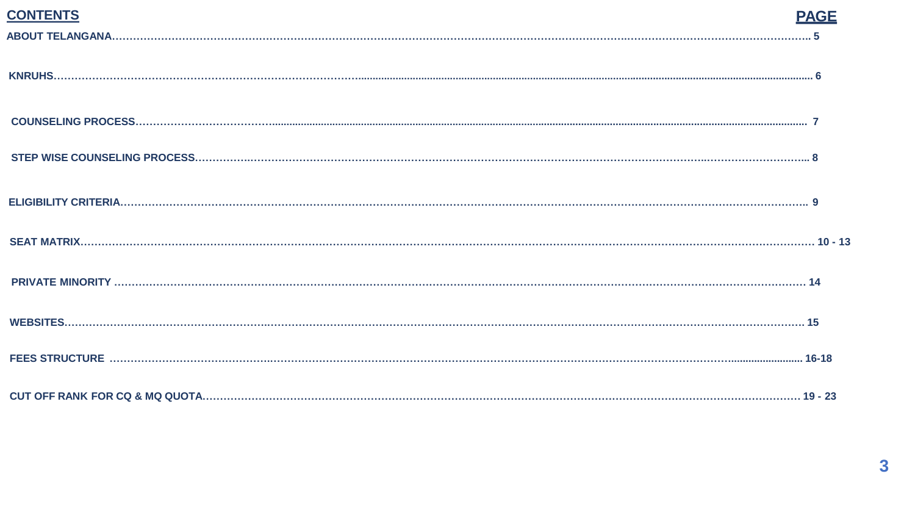## CONTENTS

| CONTENTS | PAGE |
|---|---|
| ABOUT TELANGANA | 5 |
| KNRUHS | 6 |
| COUNSELING PROCESS | 7 |
| STEP WISE COUNSELING PROCESS | 8 |
| ELIGIBILITY CRITERIA | 9 |
| SEAT MATRIX | 10 - 13 |
| PRIVATE MINORITY | 14 |
| WEBSITES | 15 |
| FEES STRUCTURE | 16-18 |
| CUT OFF RANK FOR CQ & MQ QUOTA | 19 - 23 |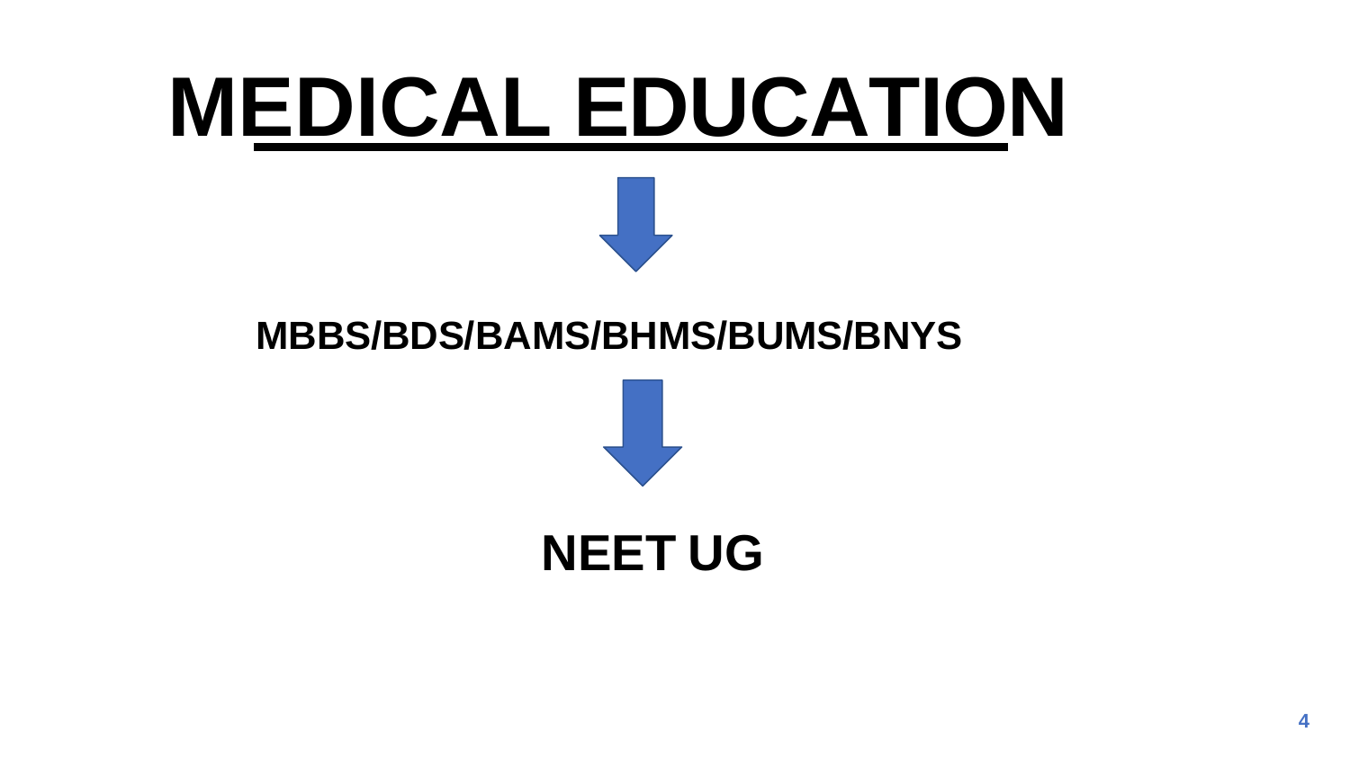# MEDICAL EDUCATION

↓

**MBBS/BDS/BAMS/BHMS/BUMS/BNYS**

↓

**NEET UG**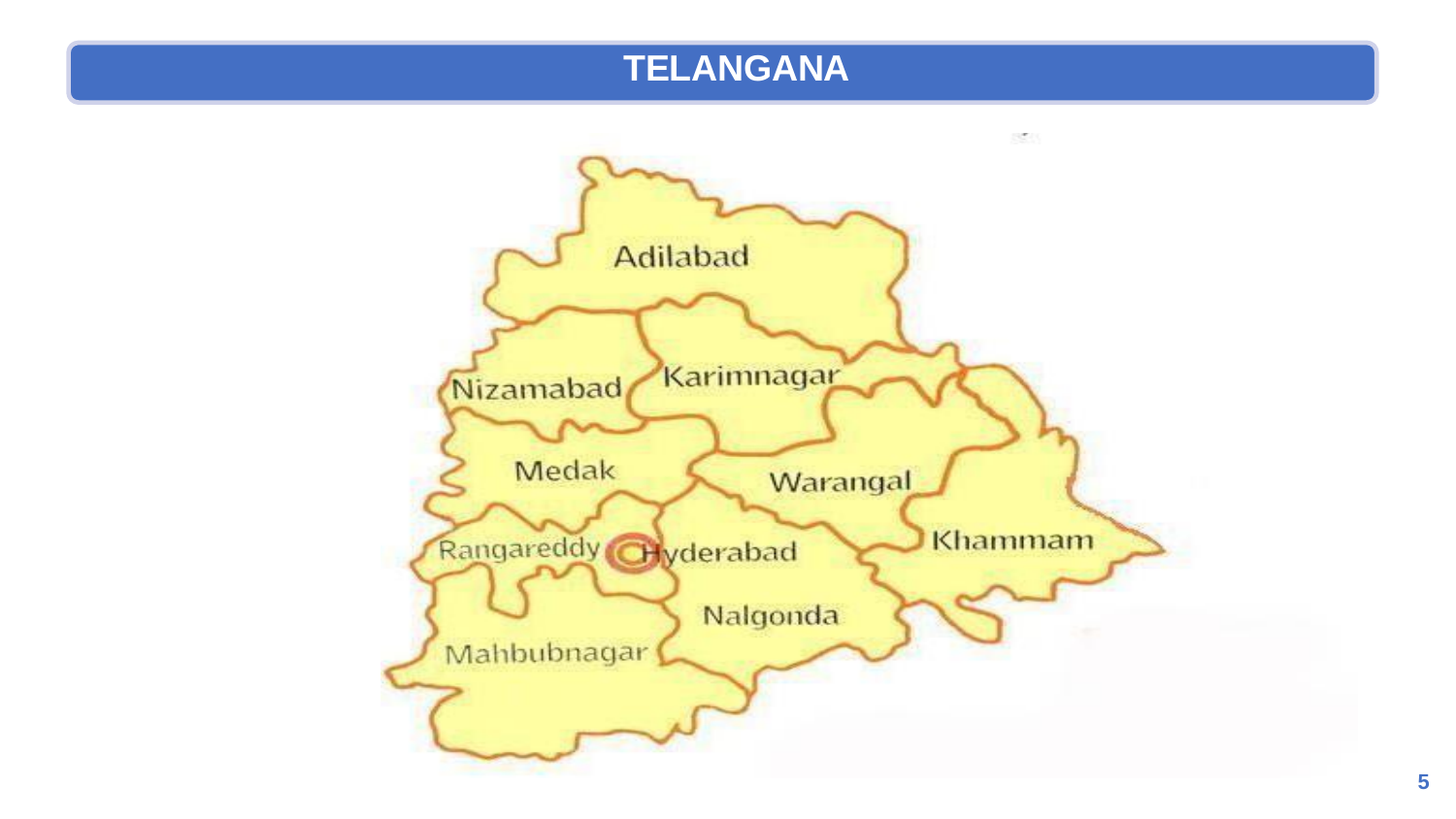# TELANGANA

Adilabad

Nizamabad

Karimnagar

Medak

Warangal

Rangareddy

Hyderabad

Khammam

Nalgonda

Mahbubnagar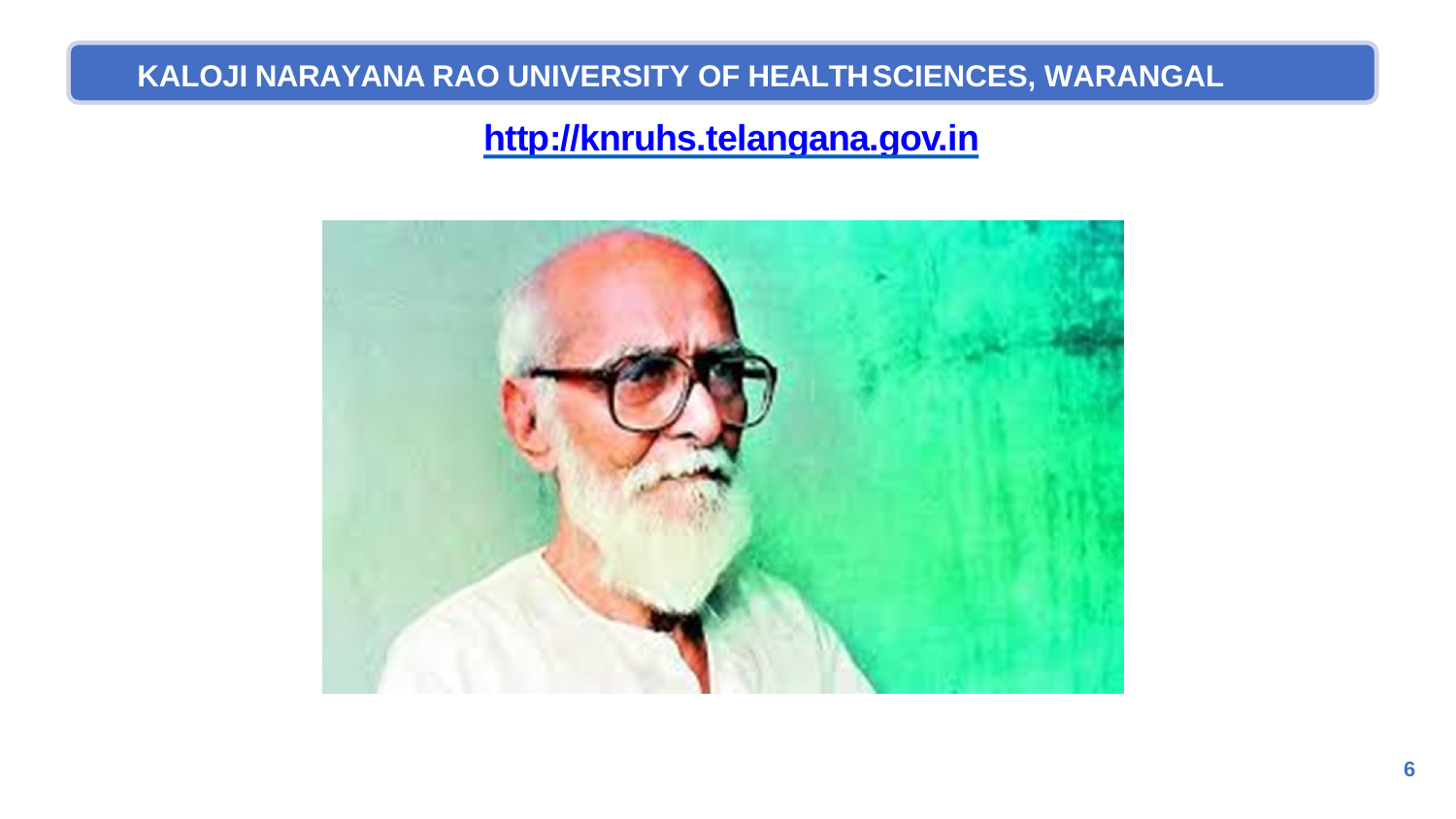# KALOJI NARAYANA RAO UNIVERSITY OF HEALTH SCIENCES, WARANGAL

**http://knruhs.telangana.gov.in**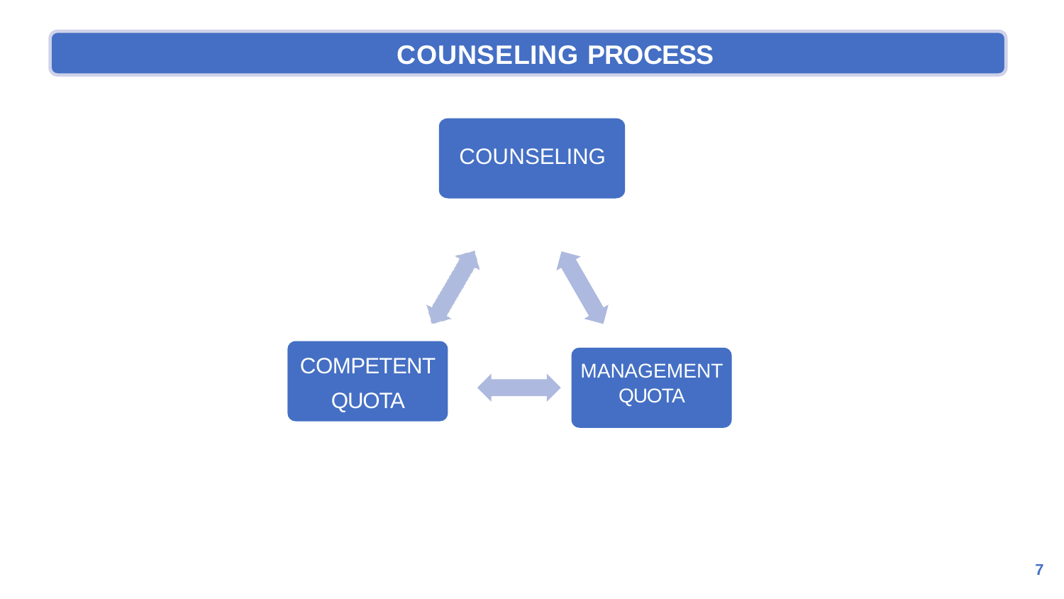# COUNSELING PROCESS

COUNSELING

COMPETENT QUOTA

MANAGEMENT QUOTA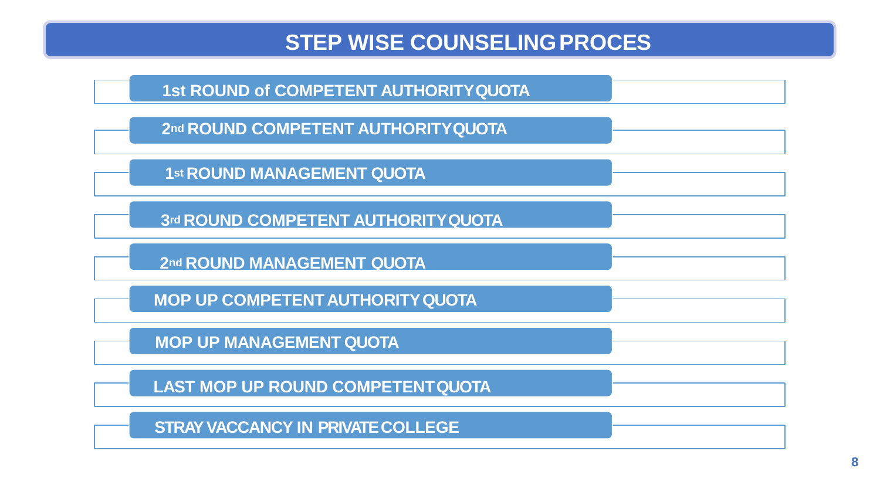# STEP WISE COUNSELING PROCES

1. 1st ROUND of COMPETENT AUTHORITY QUOTA
2. 2nd ROUND COMPETENT AUTHORITY QUOTA
3. 1st ROUND MANAGEMENT QUOTA
4. 3rd ROUND COMPETENT AUTHORITY QUOTA
5. 2nd ROUND MANAGEMENT QUOTA
6. MOP UP COMPETENT AUTHORITY QUOTA
7. MOP UP MANAGEMENT QUOTA
8. LAST MOP UP ROUND COMPETENT QUOTA
9. STRAY VACCANCY IN PRIVATE COLLEGE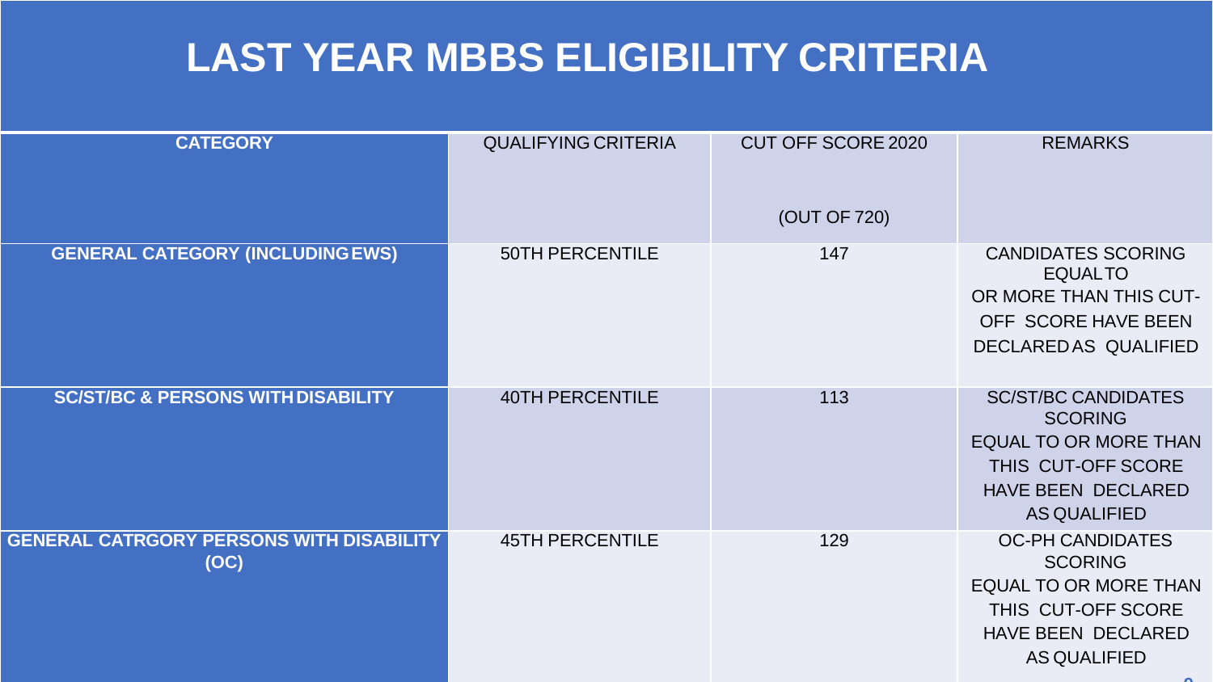# LAST YEAR MBBS ELIGIBILITY CRITERIA

| CATEGORY | QUALIFYING CRITERIA | CUT OFF SCORE 2020 (OUT OF 720) | REMARKS |
|---|---|---|---|
| **GENERAL CATEGORY (INCLUDING EWS)** | 50TH PERCENTILE | 147 | CANDIDATES SCORING EQUAL TO OR MORE THAN THIS CUT-OFF SCORE HAVE BEEN DECLARED AS QUALIFIED |
| **SC/ST/BC & PERSONS WITH DISABILITY** | 40TH PERCENTILE | 113 | SC/ST/BC CANDIDATES SCORING EQUAL TO OR MORE THAN THIS CUT-OFF SCORE HAVE BEEN DECLARED AS QUALIFIED |
| **GENERAL CATRGORY PERSONS WITH DISABILITY (OC)** | 45TH PERCENTILE | 129 | OC-PH CANDIDATES SCORING EQUAL TO OR MORE THAN THIS CUT-OFF SCORE HAVE BEEN DECLARED AS QUALIFIED |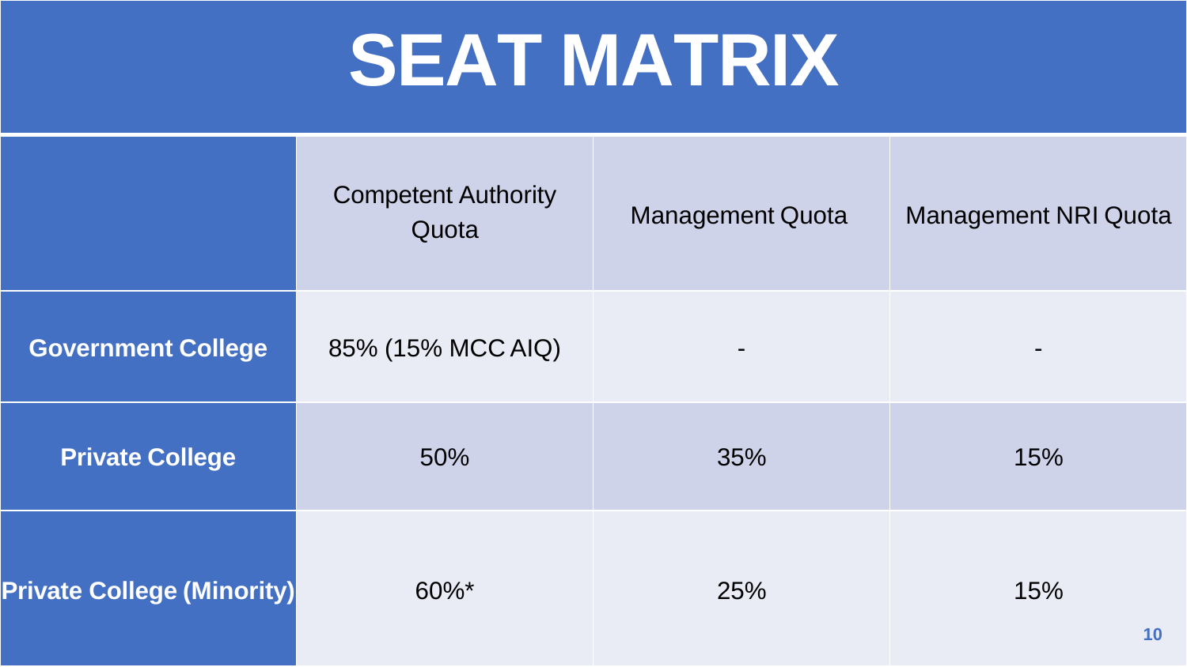# SEAT MATRIX

| | Competent Authority Quota | Management Quota | Management NRI Quota |
|---|---|---|---|
| **Government College** | 85% (15% MCC AIQ) | - | - |
| **Private College** | 50% | 35% | 15% |
| **Private College (Minority)** | 60%* | 25% | 15% |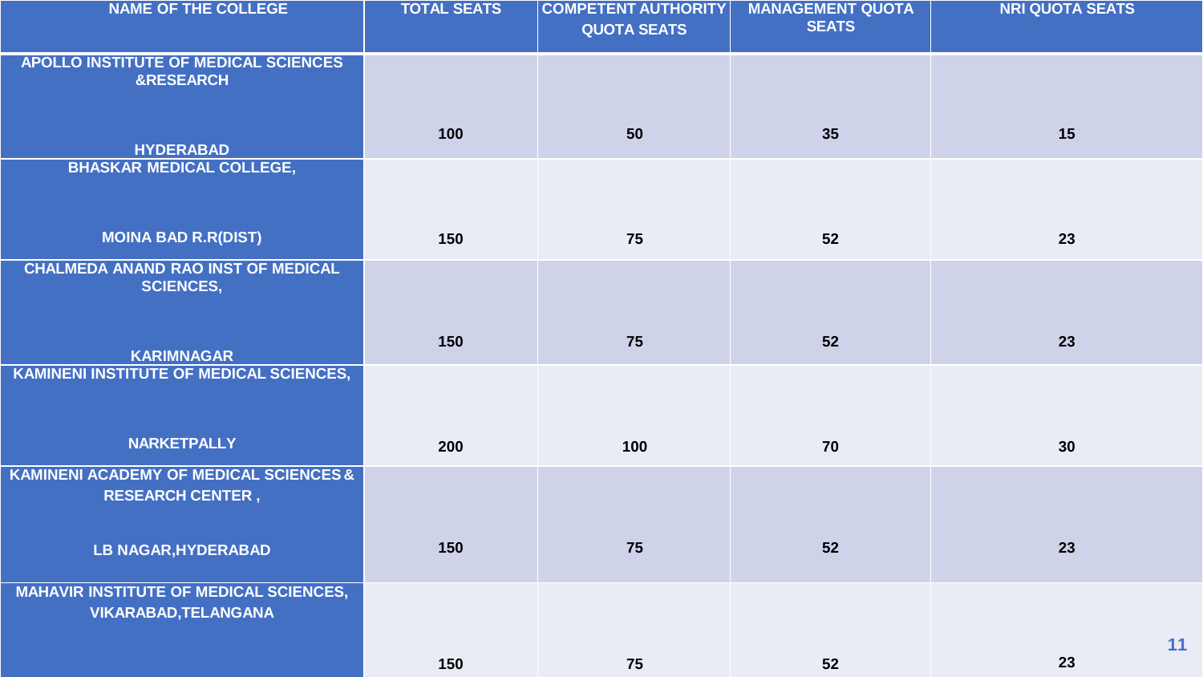| NAME OF THE COLLEGE | TOTAL SEATS | COMPETENT AUTHORITY QUOTA SEATS | MANAGEMENT QUOTA SEATS | NRI QUOTA SEATS |
|---|---|---|---|---|
| APOLLO INSTITUTE OF MEDICAL SCIENCES &RESEARCH HYDERABAD | 100 | 50 | 35 | 15 |
| BHASKAR MEDICAL COLLEGE, MOINA BAD R.R(DIST) | 150 | 75 | 52 | 23 |
| CHALMEDA ANAND RAO INST OF MEDICAL SCIENCES, KARIMNAGAR | 150 | 75 | 52 | 23 |
| KAMINENI INSTITUTE OF MEDICAL SCIENCES, NARKETPALLY | 200 | 100 | 70 | 30 |
| KAMINENI ACADEMY OF MEDICAL SCIENCES & RESEARCH CENTER , LB NAGAR,HYDERABAD | 150 | 75 | 52 | 23 |
| MAHAVIR INSTITUTE OF MEDICAL SCIENCES, VIKARABAD,TELANGANA | 150 | 75 | 52 | 23 |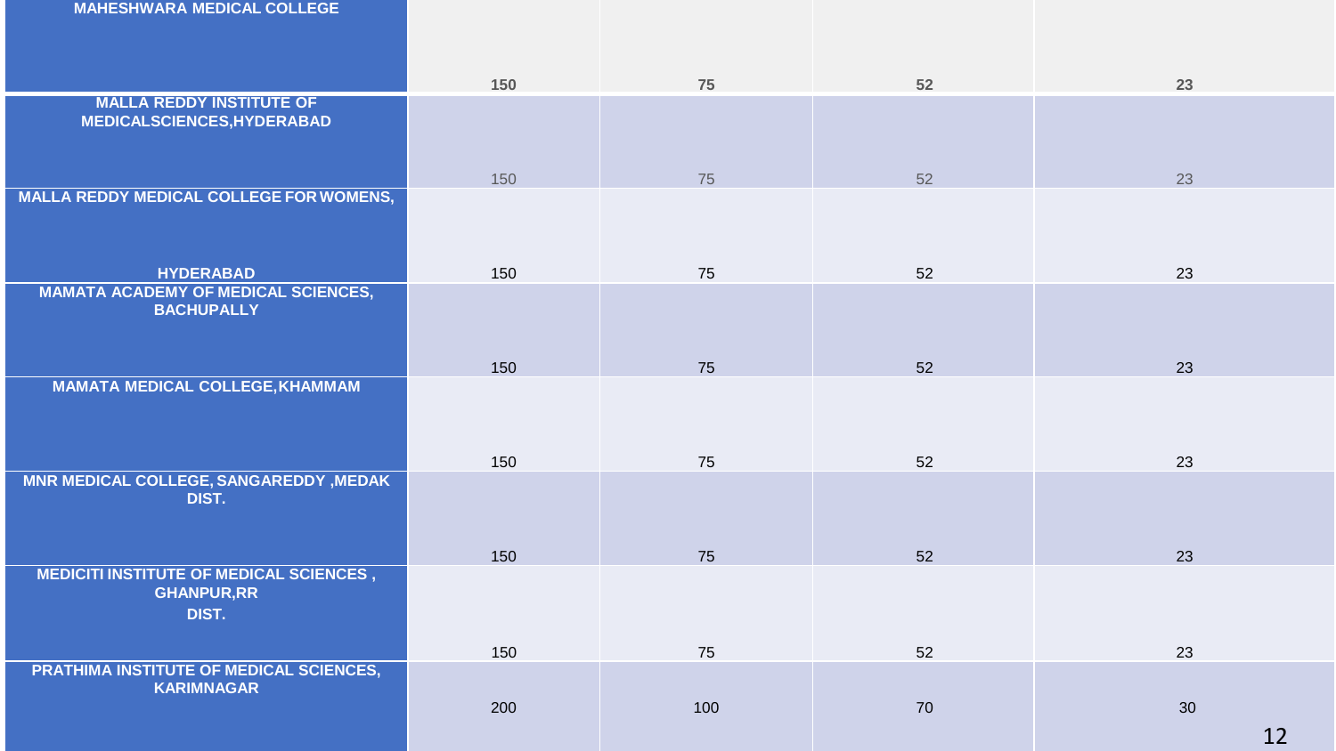| MAHESHWARA MEDICAL COLLEGE | 150 | 75 | 52 | 23 |
|---|---|---|---|---|
| MALLA REDDY INSTITUTE OF MEDICALSCIENCES,HYDERABAD | 150 | 75 | 52 | 23 |
| MALLA REDDY MEDICAL COLLEGE FOR WOMENS, HYDERABAD | 150 | 75 | 52 | 23 |
| MAMATA ACADEMY OF MEDICAL SCIENCES, BACHUPALLY | 150 | 75 | 52 | 23 |
| MAMATA MEDICAL COLLEGE,KHAMMAM | 150 | 75 | 52 | 23 |
| MNR MEDICAL COLLEGE, SANGAREDDY ,MEDAK DIST. | 150 | 75 | 52 | 23 |
| MEDICITI INSTITUTE OF MEDICAL SCIENCES , GHANPUR,RR DIST. | 150 | 75 | 52 | 23 |
| PRATHIMA INSTITUTE OF MEDICAL SCIENCES, KARIMNAGAR | 200 | 100 | 70 | 30 |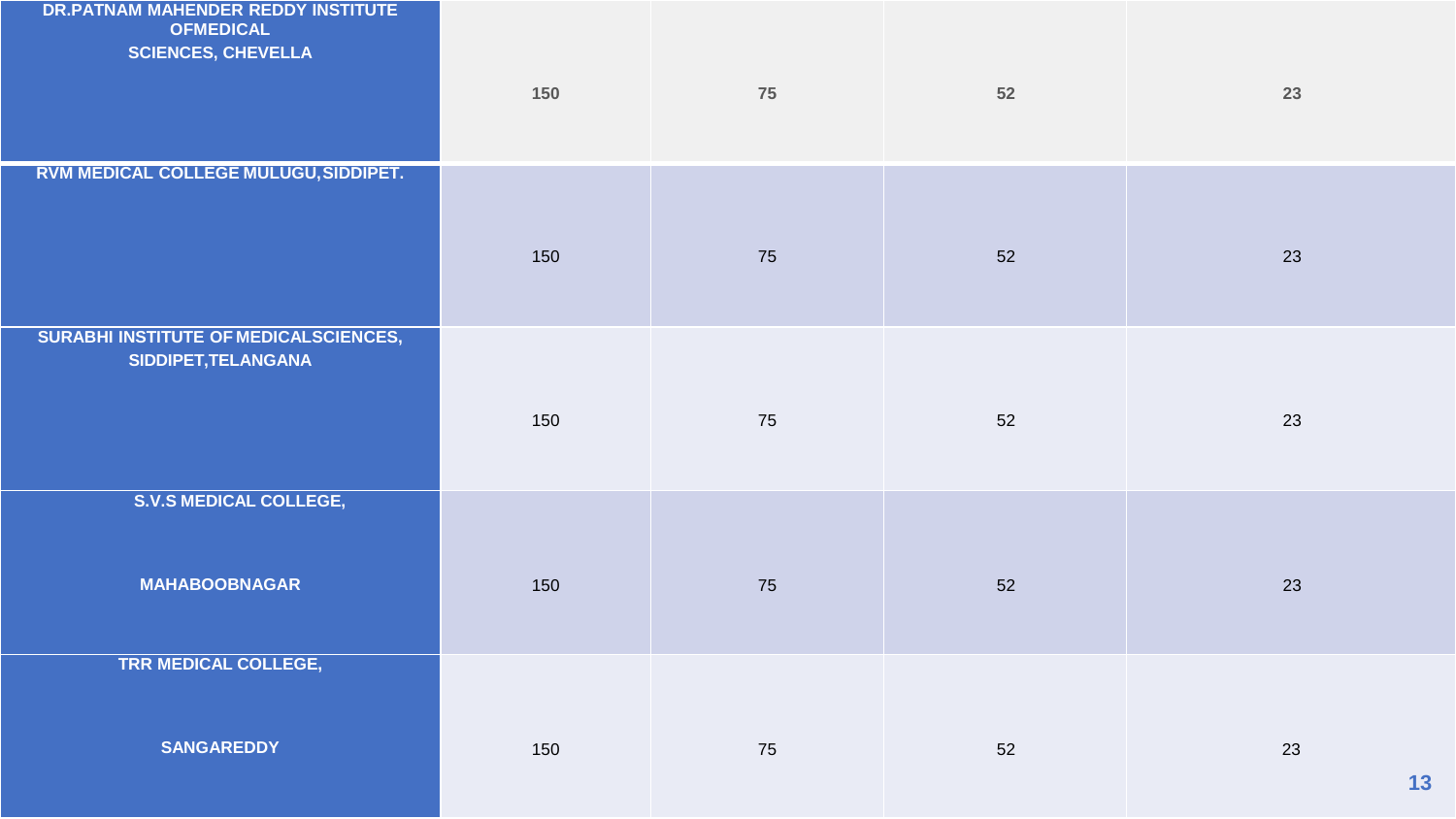| | | | | |
|---|---|---|---|---|
| DR.PATNAM MAHENDER REDDY INSTITUTE OFMEDICAL SCIENCES, CHEVELLA | 150 | 75 | 52 | 23 |
| RVM MEDICAL COLLEGE MULUGU,SIDDIPET. | 150 | 75 | 52 | 23 |
| SURABHI INSTITUTE OF MEDICALSCIENCES, SIDDIPET,TELANGANA | 150 | 75 | 52 | 23 |
| S.V.S MEDICAL COLLEGE, MAHABOOBNAGAR | 150 | 75 | 52 | 23 |
| TRR MEDICAL COLLEGE, SANGAREDDY | 150 | 75 | 52 | 23 |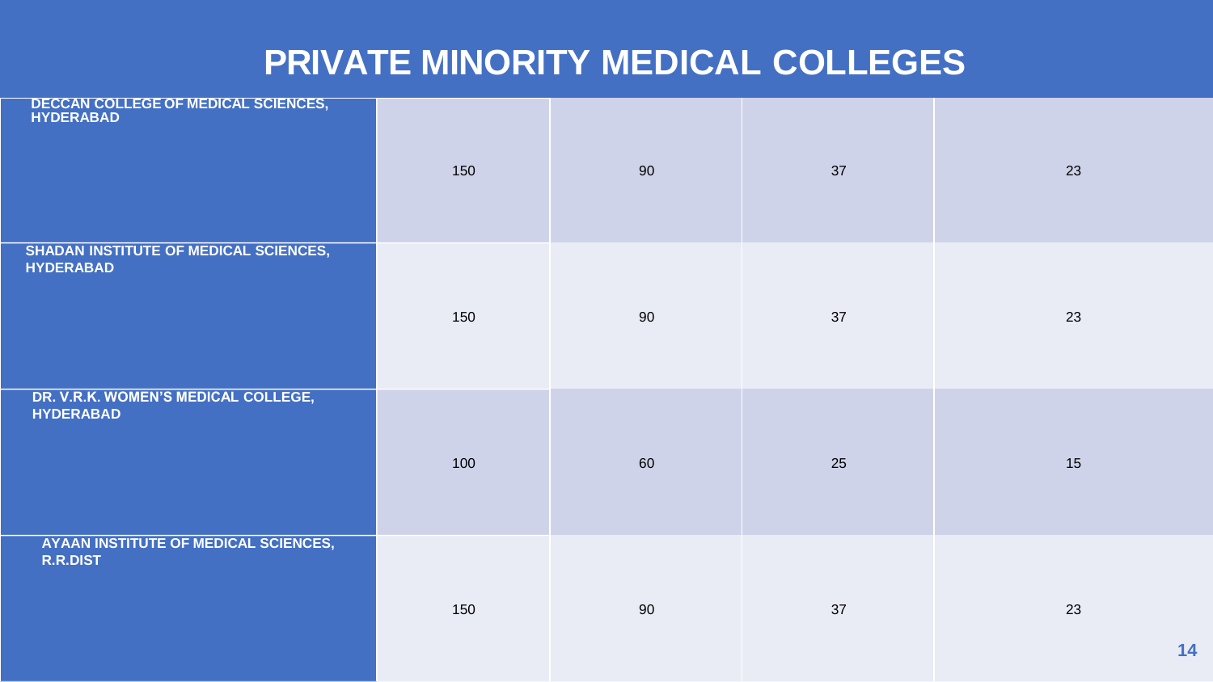# PRIVATE MINORITY MEDICAL COLLEGES

| | | | | |
|---|---|---|---|---|
| **DECCAN COLLEGE OF MEDICAL SCIENCES, HYDERABAD** | 150 | 90 | 37 | 23 |
| **SHADAN INSTITUTE OF MEDICAL SCIENCES, HYDERABAD** | 150 | 90 | 37 | 23 |
| **DR. V.R.K. WOMEN'S MEDICAL COLLEGE, HYDERABAD** | 100 | 60 | 25 | 15 |
| **AYAAN INSTITUTE OF MEDICAL SCIENCES, R.R.DIST** | 150 | 90 | 37 | 23 |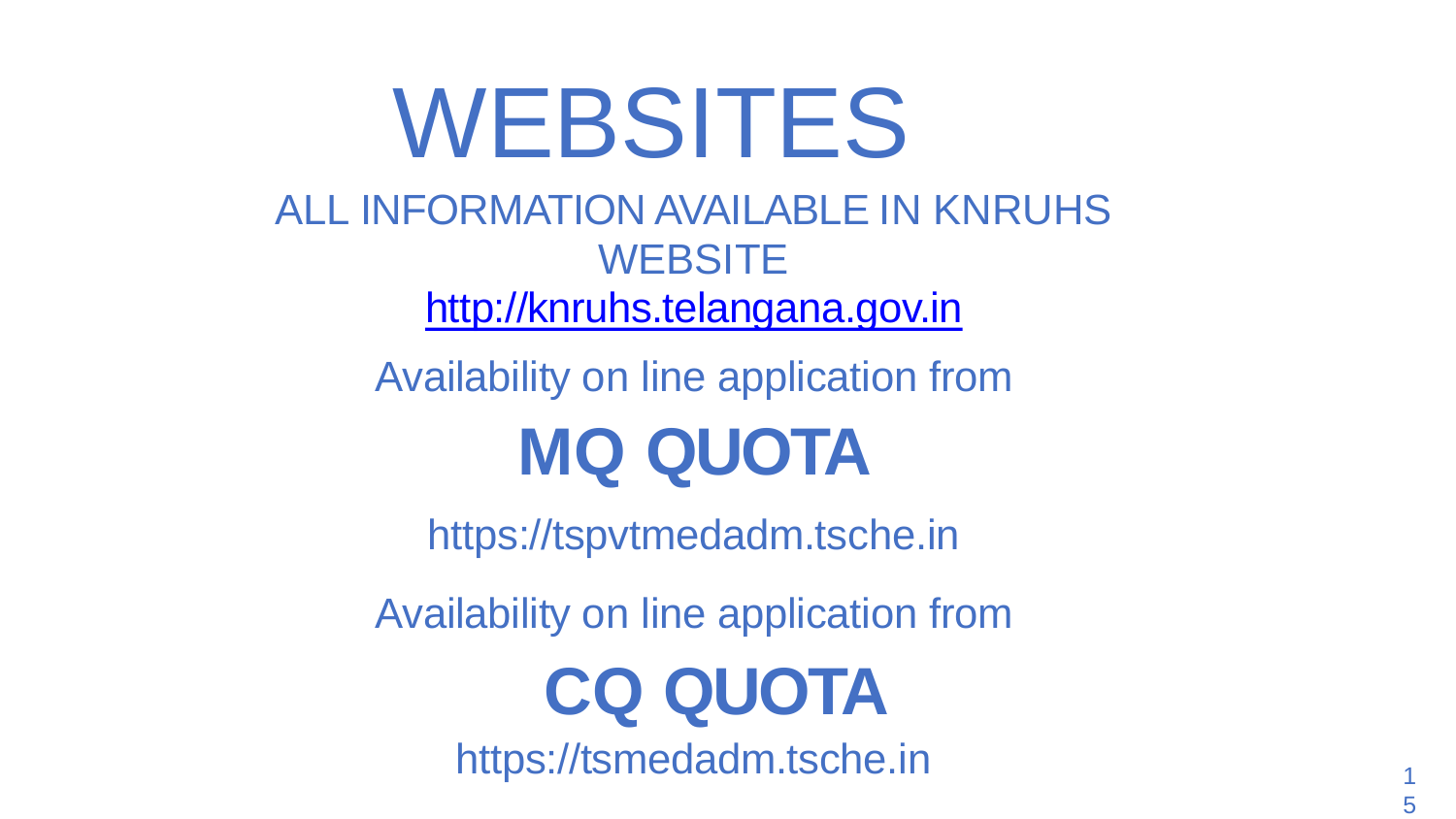# WEBSITES

ALL INFORMATION AVAILABLE IN KNRUHS WEBSITE

http://knruhs.telangana.gov.in

Availability on line application from

## MQ QUOTA

https://tspvtmedadm.tsche.in

Availability on line application from

## CQ QUOTA

https://tsmedadm.tsche.in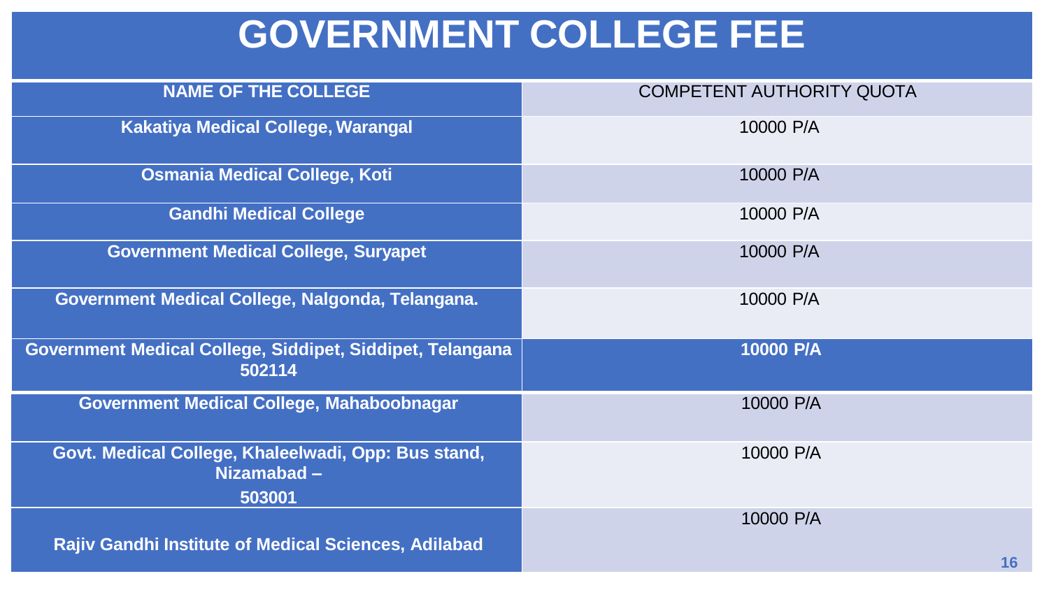# GOVERNMENT COLLEGE FEE

| NAME OF THE COLLEGE | COMPETENT AUTHORITY QUOTA |
|---|---|
| Kakatiya Medical College, Warangal | 10000 P/A |
| Osmania Medical College, Koti | 10000 P/A |
| Gandhi Medical College | 10000 P/A |
| Government Medical College, Suryapet | 10000 P/A |
| Government Medical College, Nalgonda, Telangana. | 10000 P/A |
| Government Medical College, Siddipet, Siddipet, Telangana 502114 | 10000 P/A |
| Government Medical College, Mahaboobnagar | 10000 P/A |
| Govt. Medical College, Khaleelwadi, Opp: Bus stand, Nizamabad – 503001 | 10000 P/A |
| Rajiv Gandhi Institute of Medical Sciences, Adilabad | 10000 P/A |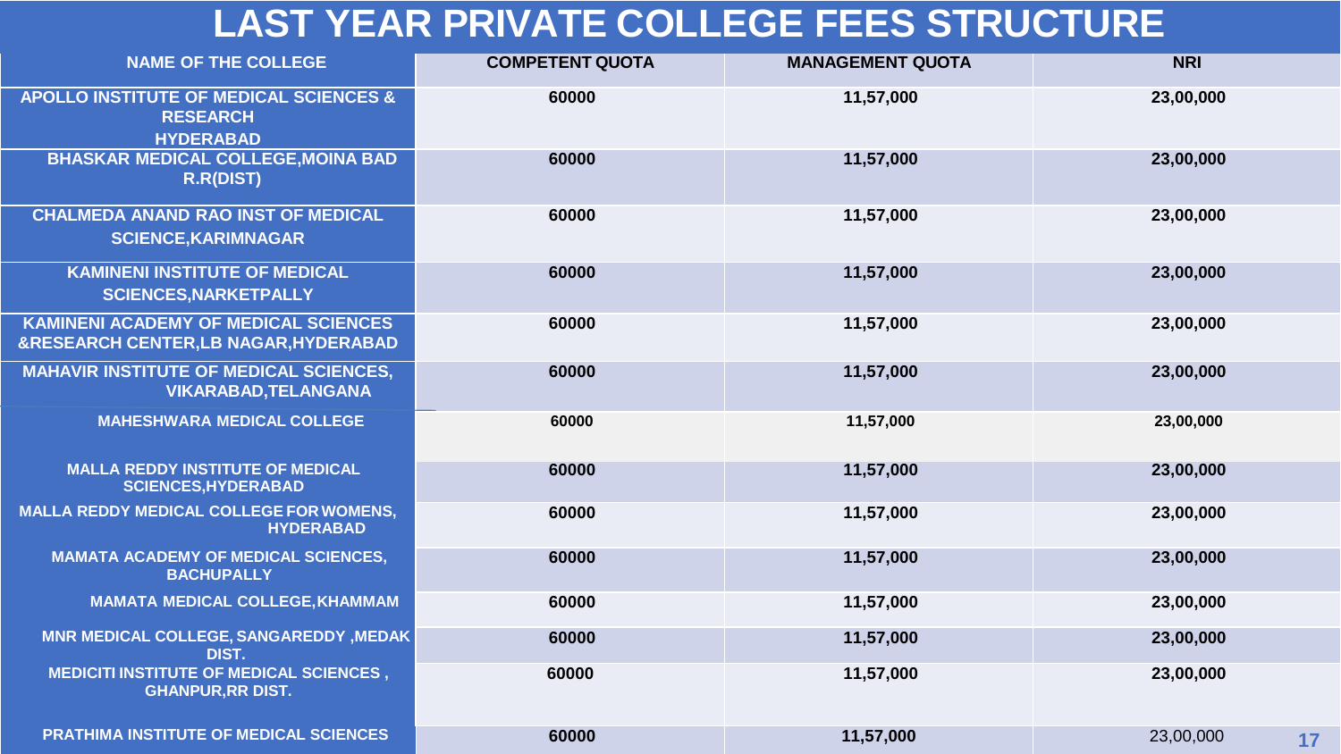# LAST YEAR PRIVATE COLLEGE FEES STRUCTURE

| NAME OF THE COLLEGE | COMPETENT QUOTA | MANAGEMENT QUOTA | NRI |
|---|---|---|---|
| APOLLO INSTITUTE OF MEDICAL SCIENCES & RESEARCH HYDERABAD | 60000 | 11,57,000 | 23,00,000 |
| BHASKAR MEDICAL COLLEGE,MOINA BAD R.R(DIST) | 60000 | 11,57,000 | 23,00,000 |
| CHALMEDA ANAND RAO INST OF MEDICAL SCIENCE,KARIMNAGAR | 60000 | 11,57,000 | 23,00,000 |
| KAMINENI INSTITUTE OF MEDICAL SCIENCES,NARKETPALLY | 60000 | 11,57,000 | 23,00,000 |
| KAMINENI ACADEMY OF MEDICAL SCIENCES &RESEARCH CENTER,LB NAGAR,HYDERABAD | 60000 | 11,57,000 | 23,00,000 |
| MAHAVIR INSTITUTE OF MEDICAL SCIENCES, VIKARABAD,TELANGANA | 60000 | 11,57,000 | 23,00,000 |
| MAHESHWARA MEDICAL COLLEGE | 60000 | 11,57,000 | 23,00,000 |
| MALLA REDDY INSTITUTE OF MEDICAL SCIENCES,HYDERABAD | 60000 | 11,57,000 | 23,00,000 |
| MALLA REDDY MEDICAL COLLEGE FOR WOMENS, HYDERABAD | 60000 | 11,57,000 | 23,00,000 |
| MAMATA ACADEMY OF MEDICAL SCIENCES, BACHUPALLY | 60000 | 11,57,000 | 23,00,000 |
| MAMATA MEDICAL COLLEGE,KHAMMAM | 60000 | 11,57,000 | 23,00,000 |
| MNR MEDICAL COLLEGE, SANGAREDDY ,MEDAK DIST. | 60000 | 11,57,000 | 23,00,000 |
| MEDICITI INSTITUTE OF MEDICAL SCIENCES , GHANPUR,RR DIST. | 60000 | 11,57,000 | 23,00,000 |
| PRATHIMA INSTITUTE OF MEDICAL SCIENCES | 60000 | 11,57,000 | 23,00,000 |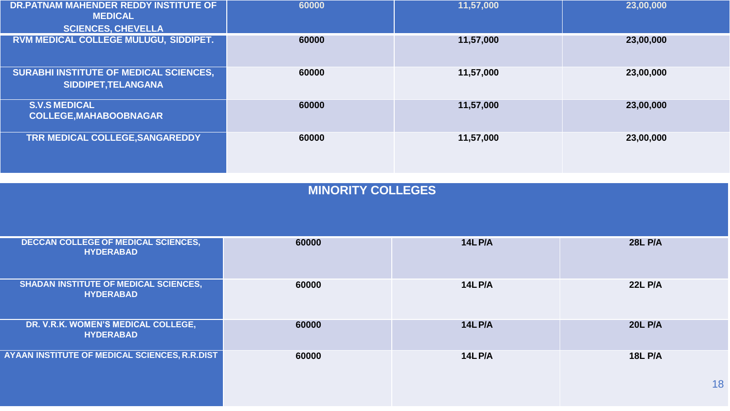| | | | |
|---|---|---|---|
| DR.PATNAM MAHENDER REDDY INSTITUTE OF MEDICAL SCIENCES, CHEVELLA | 60000 | 11,57,000 | 23,00,000 |
| RVM MEDICAL COLLEGE MULUGU, SIDDIPET. | 60000 | 11,57,000 | 23,00,000 |
| SURABHI INSTITUTE OF MEDICAL SCIENCES, SIDDIPET,TELANGANA | 60000 | 11,57,000 | 23,00,000 |
| S.V.S MEDICAL COLLEGE,MAHABOOBNAGAR | 60000 | 11,57,000 | 23,00,000 |
| TRR MEDICAL COLLEGE,SANGAREDDY | 60000 | 11,57,000 | 23,00,000 |

## MINORITY COLLEGES

| | | | |
|---|---|---|---|
| DECCAN COLLEGE OF MEDICAL SCIENCES, HYDERABAD | 60000 | 14L P/A | 28L P/A |
| SHADAN INSTITUTE OF MEDICAL SCIENCES, HYDERABAD | 60000 | 14L P/A | 22L P/A |
| DR. V.R.K. WOMEN'S MEDICAL COLLEGE, HYDERABAD | 60000 | 14L P/A | 20L P/A |
| AYAAN INSTITUTE OF MEDICAL SCIENCES, R.R.DIST | 60000 | 14L P/A | 18L P/A |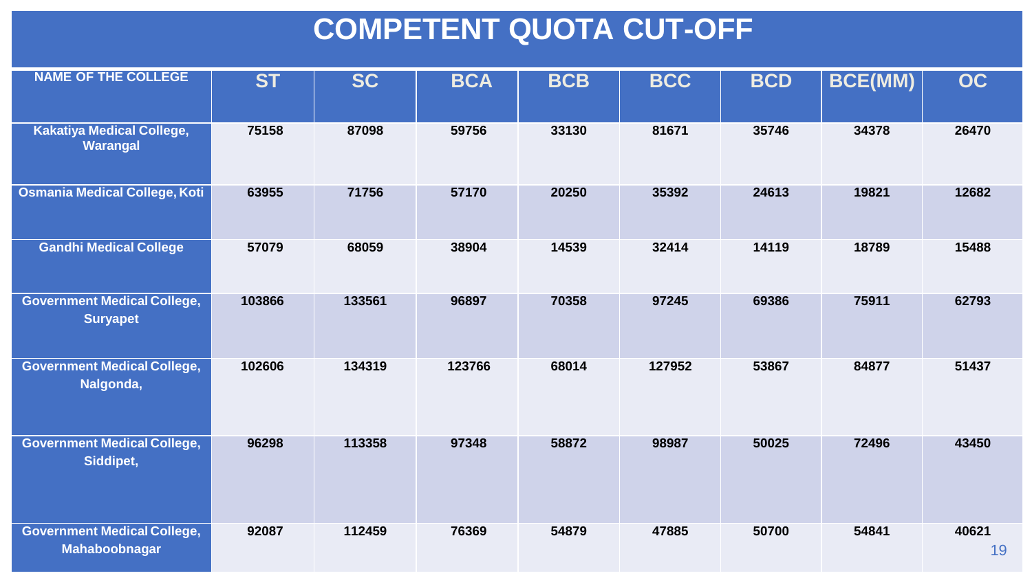# COMPETENT QUOTA CUT-OFF

| NAME OF THE COLLEGE | ST | SC | BCA | BCB | BCC | BCD | BCE(MM) | OC |
|---|---|---|---|---|---|---|---|---|
| Kakatiya Medical College, Warangal | 75158 | 87098 | 59756 | 33130 | 81671 | 35746 | 34378 | 26470 |
| Osmania Medical College, Koti | 63955 | 71756 | 57170 | 20250 | 35392 | 24613 | 19821 | 12682 |
| Gandhi Medical College | 57079 | 68059 | 38904 | 14539 | 32414 | 14119 | 18789 | 15488 |
| Government Medical College, Suryapet | 103866 | 133561 | 96897 | 70358 | 97245 | 69386 | 75911 | 62793 |
| Government Medical College, Nalgonda, | 102606 | 134319 | 123766 | 68014 | 127952 | 53867 | 84877 | 51437 |
| Government Medical College, Siddipet, | 96298 | 113358 | 97348 | 58872 | 98987 | 50025 | 72496 | 43450 |
| Government Medical College, Mahaboobnagar | 92087 | 112459 | 76369 | 54879 | 47885 | 50700 | 54841 | 40621 |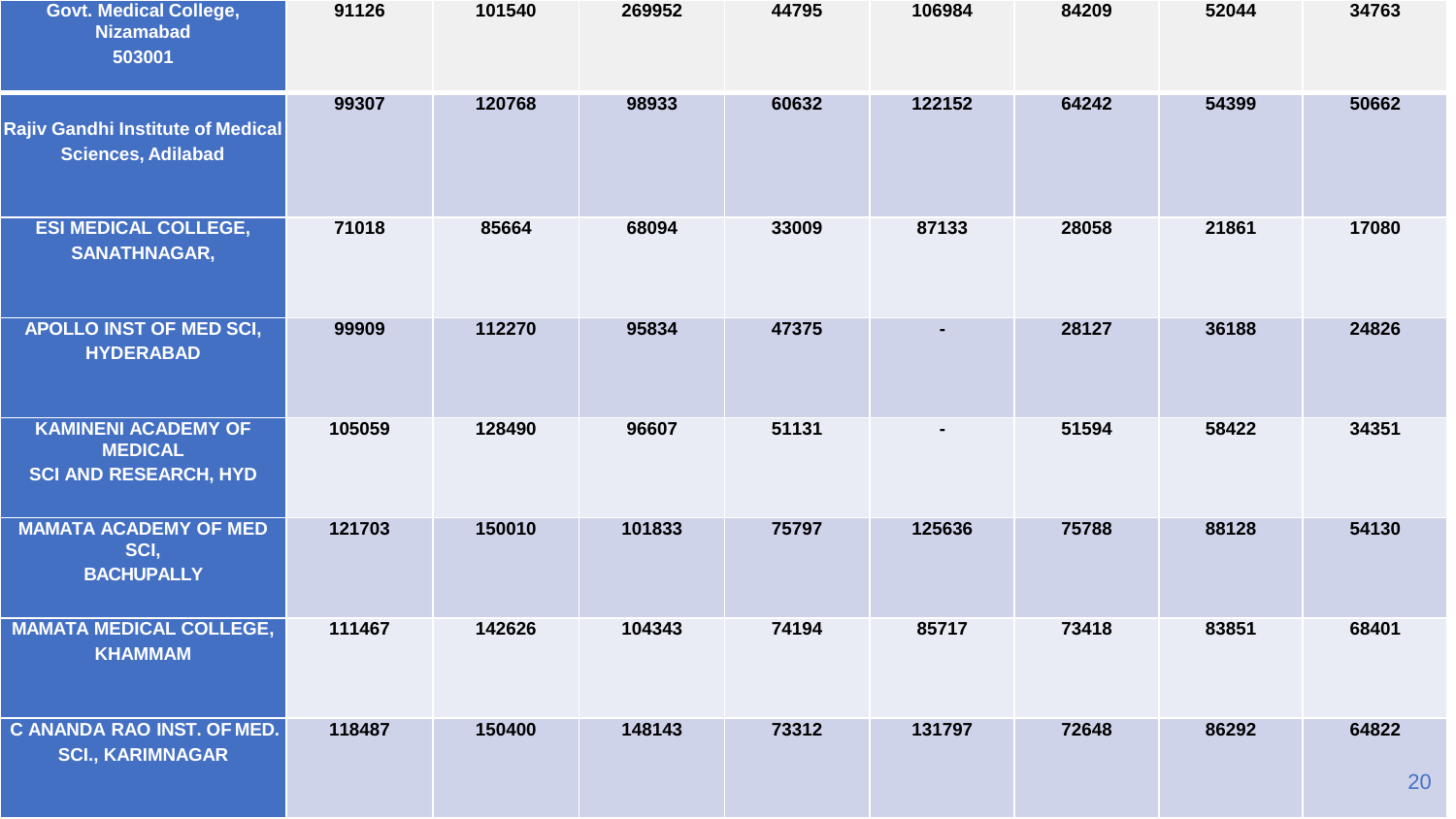| | | | | | | | | |
|---|---|---|---|---|---|---|---|---|
| **Govt. Medical College, Nizamabad 503001** | 91126 | 101540 | 269952 | 44795 | 106984 | 84209 | 52044 | 34763 |
| **Rajiv Gandhi Institute of Medical Sciences, Adilabad** | 99307 | 120768 | 98933 | 60632 | 122152 | 64242 | 54399 | 50662 |
| **ESI MEDICAL COLLEGE, SANATHNAGAR,** | 71018 | 85664 | 68094 | 33009 | 87133 | 28058 | 21861 | 17080 |
| **APOLLO INST OF MED SCI, HYDERABAD** | 99909 | 112270 | 95834 | 47375 | - | 28127 | 36188 | 24826 |
| **KAMINENI ACADEMY OF MEDICAL SCI AND RESEARCH, HYD** | 105059 | 128490 | 96607 | 51131 | - | 51594 | 58422 | 34351 |
| **MAMATA ACADEMY OF MED SCI, BACHUPALLY** | 121703 | 150010 | 101833 | 75797 | 125636 | 75788 | 88128 | 54130 |
| **MAMATA MEDICAL COLLEGE, KHAMMAM** | 111467 | 142626 | 104343 | 74194 | 85717 | 73418 | 83851 | 68401 |
| **C ANANDA RAO INST. OF MED. SCI., KARIMNAGAR** | 118487 | 150400 | 148143 | 73312 | 131797 | 72648 | 86292 | 64822 |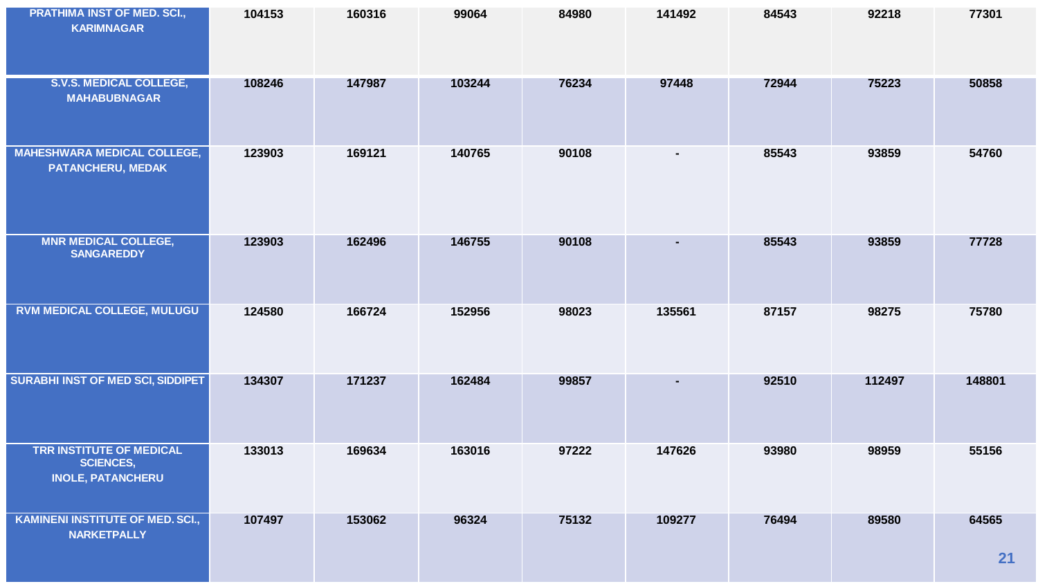| | | | | | | | | |
|---|---|---|---|---|---|---|---|---|
| **PRATHIMA INST OF MED. SCI., KARIMNAGAR** | **104153** | **160316** | **99064** | **84980** | **141492** | **84543** | **92218** | **77301** |
| **S.V.S. MEDICAL COLLEGE, MAHABUBNAGAR** | **108246** | **147987** | **103244** | **76234** | **97448** | **72944** | **75223** | **50858** |
| **MAHESHWARA MEDICAL COLLEGE, PATANCHERU, MEDAK** | **123903** | **169121** | **140765** | **90108** | **-** | **85543** | **93859** | **54760** |
| **MNR MEDICAL COLLEGE, SANGAREDDY** | **123903** | **162496** | **146755** | **90108** | **-** | **85543** | **93859** | **77728** |
| **RVM MEDICAL COLLEGE, MULUGU** | **124580** | **166724** | **152956** | **98023** | **135561** | **87157** | **98275** | **75780** |
| **SURABHI INST OF MED SCI, SIDDIPET** | **134307** | **171237** | **162484** | **99857** | **-** | **92510** | **112497** | **148801** |
| **TRR INSTITUTE OF MEDICAL SCIENCES, INOLE, PATANCHERU** | **133013** | **169634** | **163016** | **97222** | **147626** | **93980** | **98959** | **55156** |
| **KAMINENI INSTITUTE OF MED. SCI., NARKETPALLY** | **107497** | **153062** | **96324** | **75132** | **109277** | **76494** | **89580** | **64565** |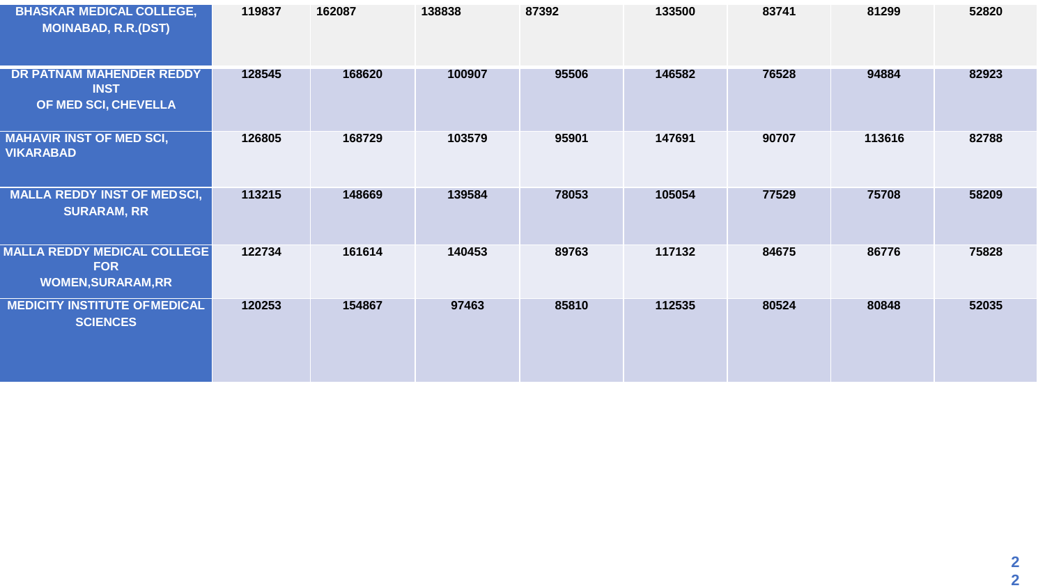| | | | | | | | | |
|---|---|---|---|---|---|---|---|---|
| **BHASKAR MEDICAL COLLEGE, MOINABAD, R.R.(DST)** | **119837** | **162087** | **138838** | **87392** | **133500** | **83741** | **81299** | **52820** |
| **DR PATNAM MAHENDER REDDY INST OF MED SCI, CHEVELLA** | **128545** | **168620** | **100907** | **95506** | **146582** | **76528** | **94884** | **82923** |
| **MAHAVIR INST OF MED SCI, VIKARABAD** | **126805** | **168729** | **103579** | **95901** | **147691** | **90707** | **113616** | **82788** |
| **MALLA REDDY INST OF MED SCI, SURARAM, RR** | **113215** | **148669** | **139584** | **78053** | **105054** | **77529** | **75708** | **58209** |
| **MALLA REDDY MEDICAL COLLEGE FOR WOMEN,SURARAM,RR** | **122734** | **161614** | **140453** | **89763** | **117132** | **84675** | **86776** | **75828** |
| **MEDICITY INSTITUTE OF MEDICAL SCIENCES** | **120253** | **154867** | **97463** | **85810** | **112535** | **80524** | **80848** | **52035** |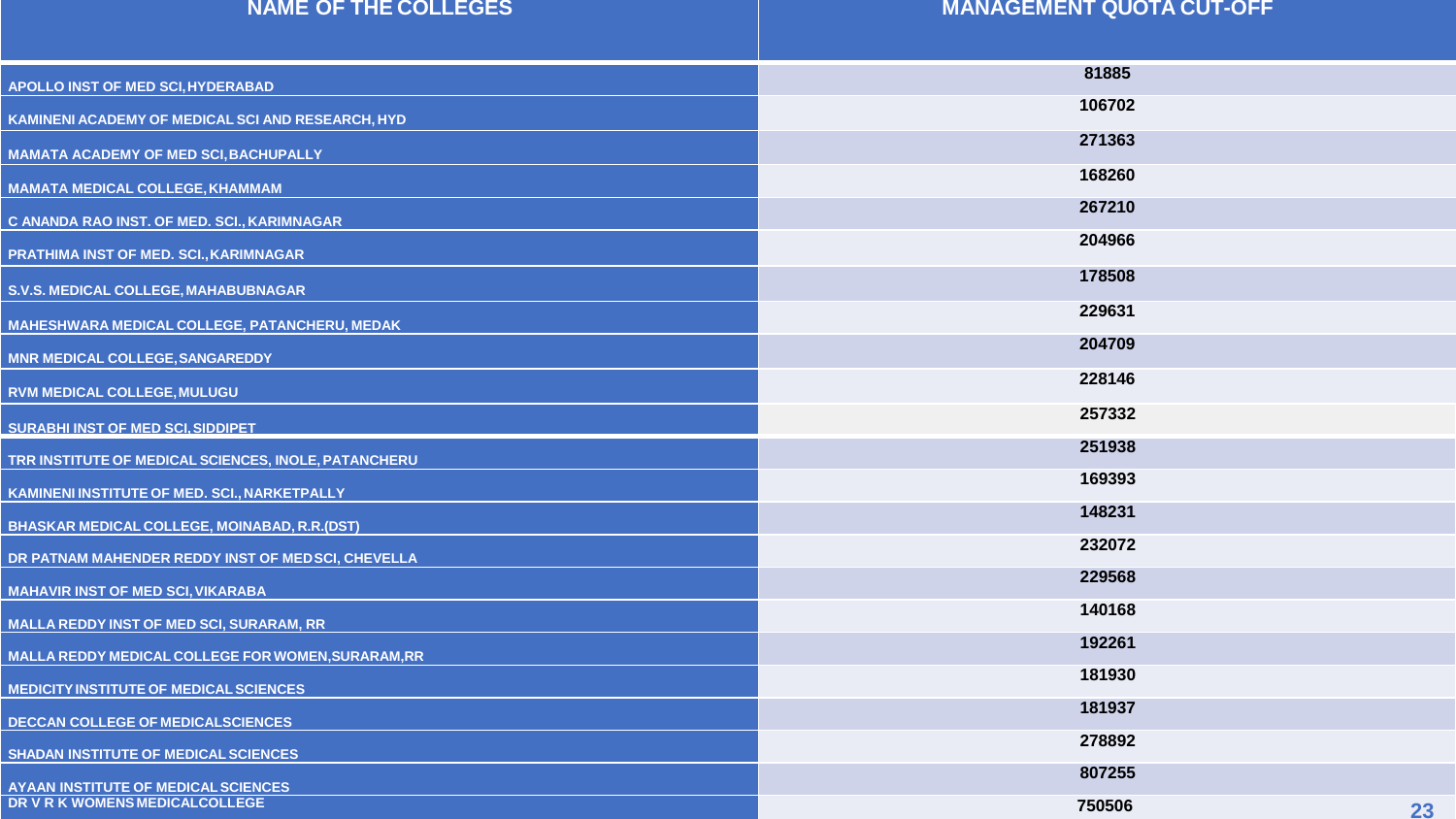| NAME OF THE COLLEGES | MANAGEMENT QUOTA CUT-OFF |
|---|---|
| APOLLO INST OF MED SCI,HYDERABAD | 81885 |
| KAMINENI ACADEMY OF MEDICAL SCI AND RESEARCH, HYD | 106702 |
| MAMATA ACADEMY OF MED SCI,BACHUPALLY | 271363 |
| MAMATA MEDICAL COLLEGE, KHAMMAM | 168260 |
| C ANANDA RAO INST. OF MED. SCI., KARIMNAGAR | 267210 |
| PRATHIMA INST OF MED. SCI., KARIMNAGAR | 204966 |
| S.V.S. MEDICAL COLLEGE, MAHABUBNAGAR | 178508 |
| MAHESHWARA MEDICAL COLLEGE, PATANCHERU, MEDAK | 229631 |
| MNR MEDICAL COLLEGE, SANGAREDDY | 204709 |
| RVM MEDICAL COLLEGE, MULUGU | 228146 |
| SURABHI INST OF MED SCI, SIDDIPET | 257332 |
| TRR INSTITUTE OF MEDICAL SCIENCES, INOLE, PATANCHERU | 251938 |
| KAMINENI INSTITUTE OF MED. SCI., NARKETPALLY | 169393 |
| BHASKAR MEDICAL COLLEGE, MOINABAD, R.R.(DST) | 148231 |
| DR PATNAM MAHENDER REDDY INST OF MED SCI, CHEVELLA | 232072 |
| MAHAVIR INST OF MED SCI, VIKARABA | 229568 |
| MALLA REDDY INST OF MED SCI, SURARAM, RR | 140168 |
| MALLA REDDY MEDICAL COLLEGE FOR WOMEN,SURARAM,RR | 192261 |
| MEDICITY INSTITUTE OF MEDICAL SCIENCES | 181930 |
| DECCAN COLLEGE OF MEDICALSCIENCES | 181937 |
| SHADAN INSTITUTE OF MEDICAL SCIENCES | 278892 |
| AYAAN INSTITUTE OF MEDICAL SCIENCES | 807255 |
| DR V R K WOMENS MEDICALCOLLEGE | 750506 |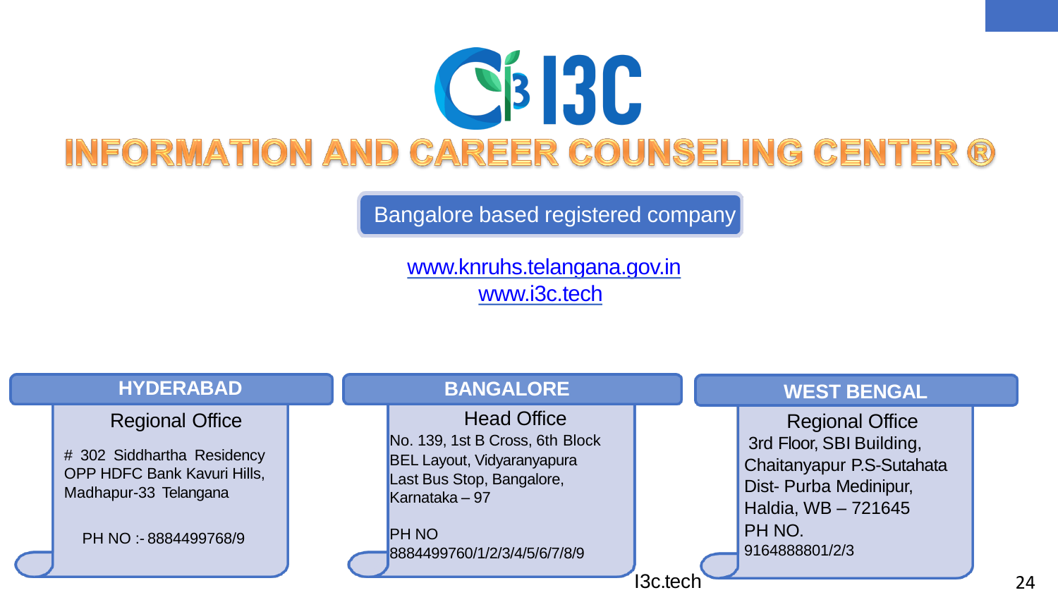# I3C

## INFORMATION AND CAREER COUNSELING CENTER ®

Bangalore based registered company

www.knruhs.telangana.gov.in
www.i3c.tech

### HYDERABAD

Regional Office

# 302 Siddhartha Residency
OPP HDFC Bank Kavuri Hills,
Madhapur-33 Telangana

PH NO :- 8884499768/9

### BANGALORE

Head Office

No. 139, 1st B Cross, 6th Block
BEL Layout, Vidyaranyapura
Last Bus Stop, Bangalore,
Karnataka – 97

PH NO
8884499760/1/2/3/4/5/6/7/8/9

### WEST BENGAL

Regional Office

3rd Floor, SBI Building,
Chaitanyapur P.S-Sutahata
Dist- Purba Medinipur,
Haldia, WB – 721645
PH NO.
9164888801/2/3

I3c.tech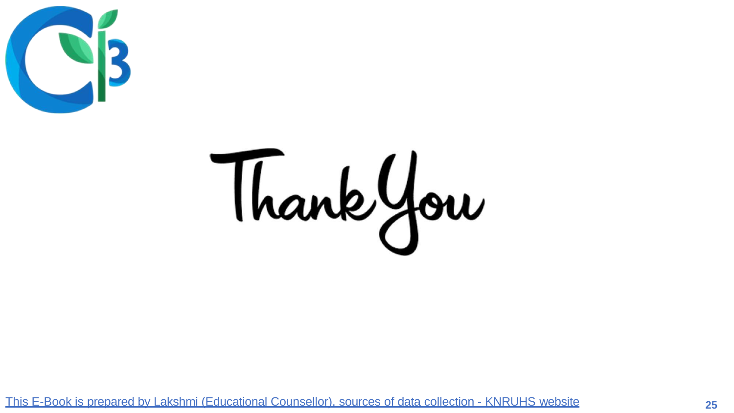Thank You

[This E-Book is prepared by Lakshmi (Educational Counsellor), sources of data collection - KNRUHS website]